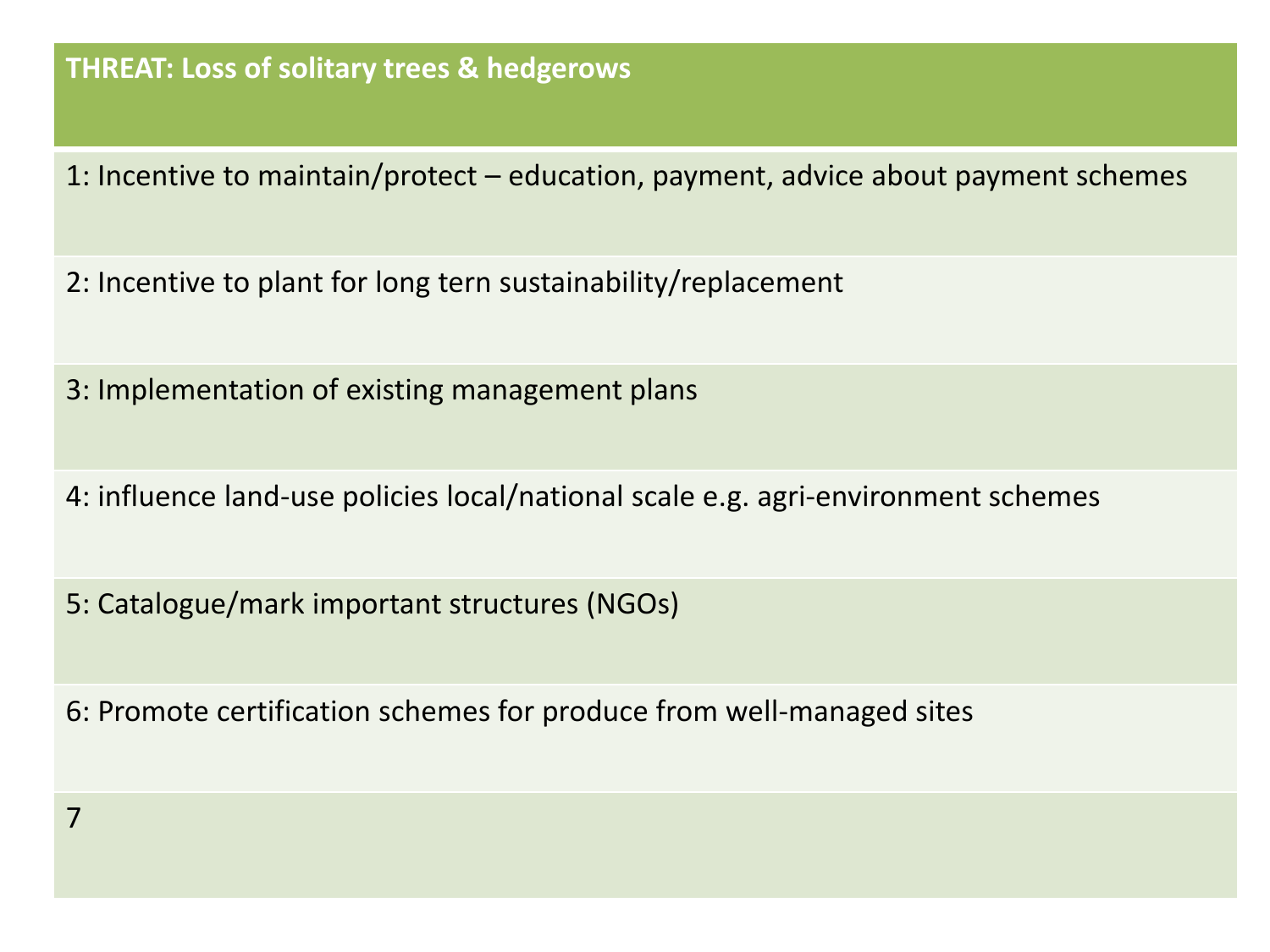| THREAT: Loss of solitary trees & hedgerows |
| --- |
| 1: Incentive to maintain/protect – education, payment, advice about payment schemes |
| 2: Incentive to plant for long tern sustainability/replacement |
| 3: Implementation of existing management plans |
| 4: influence land-use policies local/national scale e.g. agri-environment schemes |
| 5: Catalogue/mark important structures (NGOs) |
| 6: Promote certification schemes for produce from well-managed sites |
| 7 |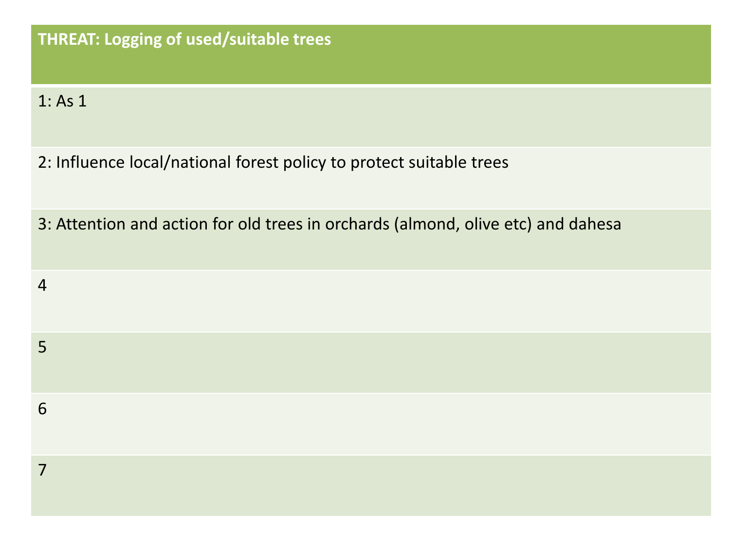| THREAT: Logging of used/suitable trees |
| --- |
| 1: As 1 |
| 2: Influence local/national forest policy to protect suitable trees |
| 3: Attention and action for old trees in orchards (almond, olive etc) and dahesa |
| 4 |
| 5 |
| 6 |
| 7 |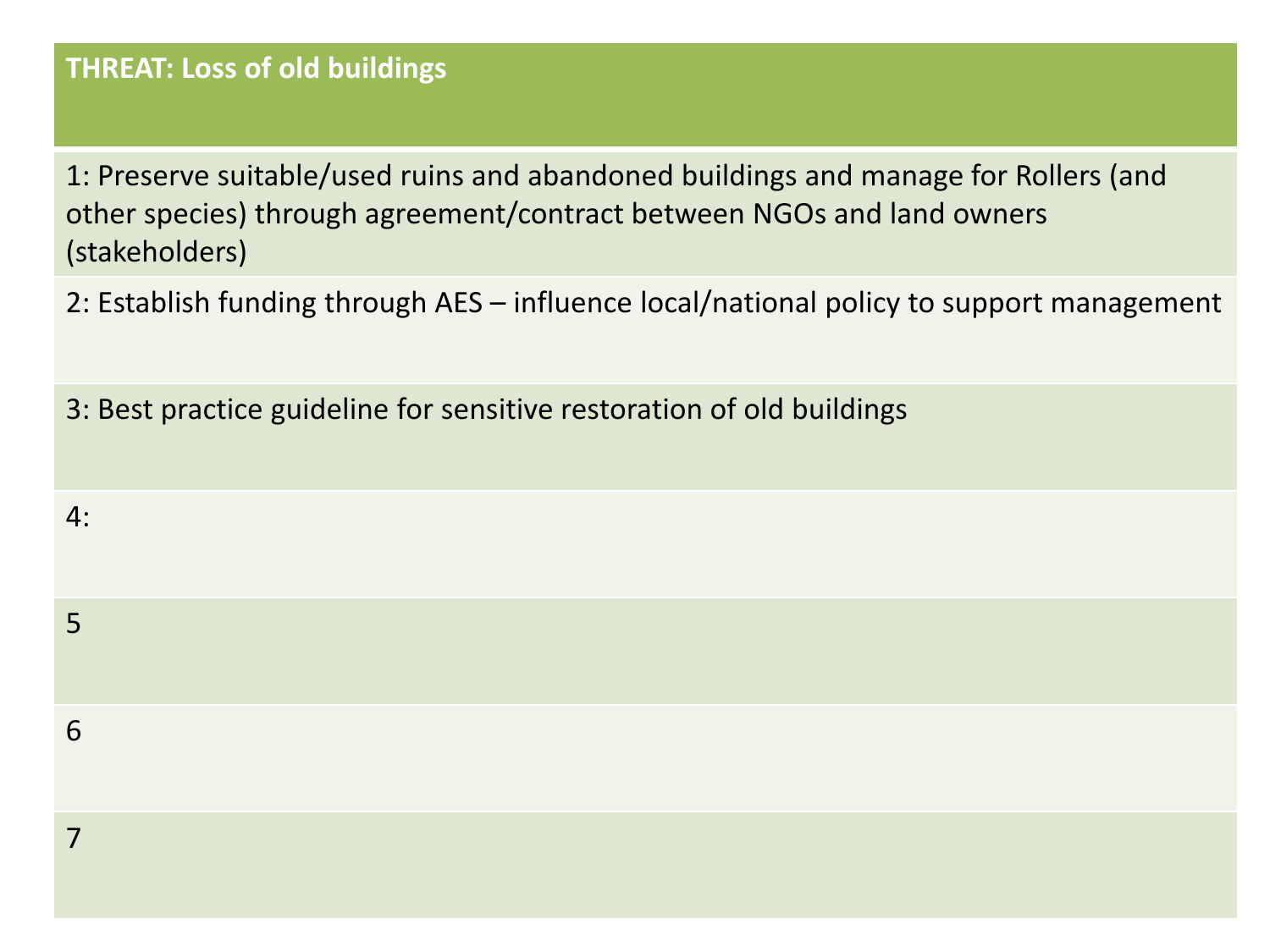| THREAT: Loss of old buildings |
| --- |
| 1: Preserve suitable/used ruins and abandoned buildings and manage for Rollers (and other species) through agreement/contract between NGOs and land owners (stakeholders) |
| 2: Establish funding through AES – influence local/national policy to support management |
| 3: Best practice guideline for sensitive restoration of old buildings |
| 4: |
| 5 |
| 6 |
| 7 |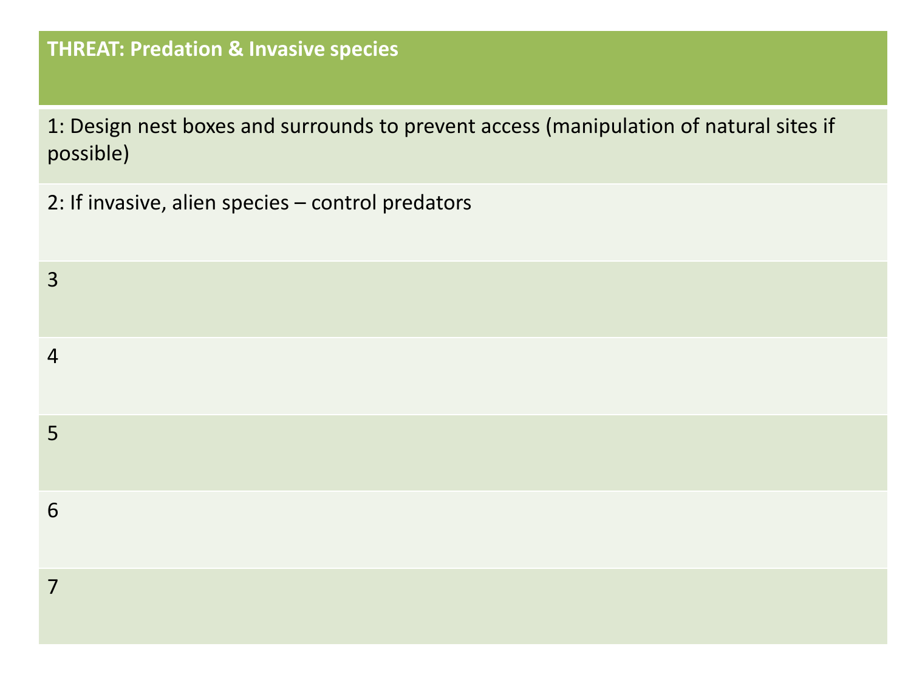| THREAT: Predation & Invasive species |
| --- |
| 1: Design nest boxes and surrounds to prevent access (manipulation of natural sites if possible) |
| 2: If invasive, alien species – control predators |
| 3 |
| 4 |
| 5 |
| 6 |
| 7 |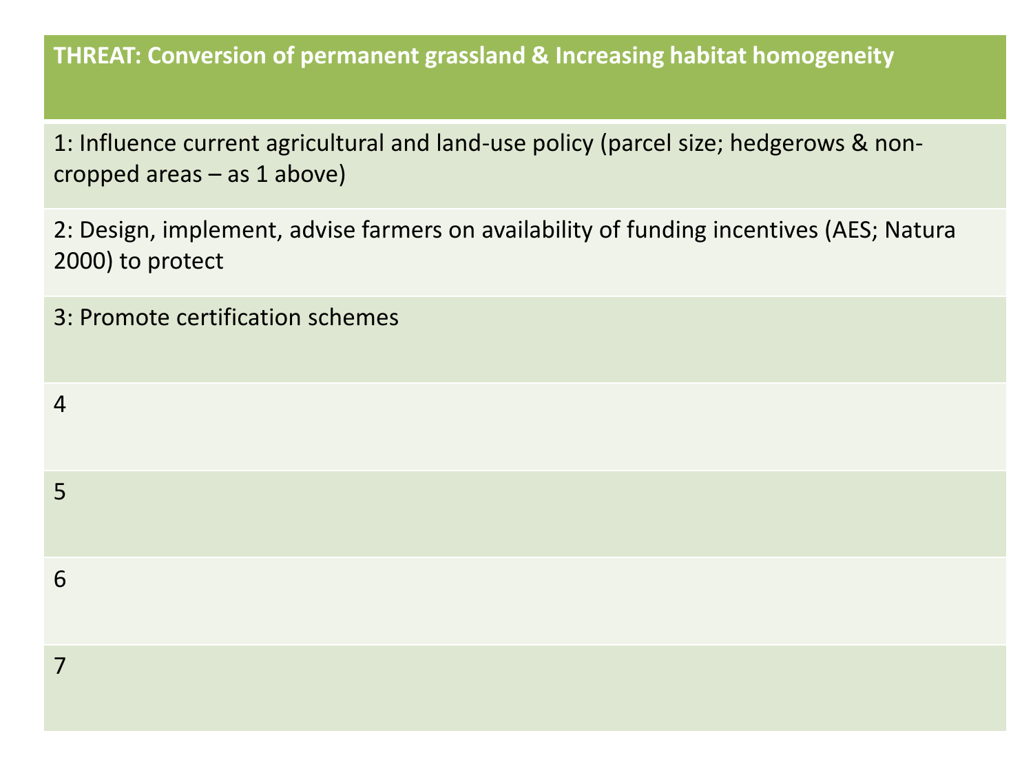| THREAT: Conversion of permanent grassland & Increasing habitat homogeneity |
| --- |
| 1: Influence current agricultural and land-use policy (parcel size; hedgerows & non-cropped areas – as 1 above) |
| 2: Design, implement, advise farmers on availability of funding incentives (AES; Natura 2000) to protect |
| 3: Promote certification schemes |
| 4 |
| 5 |
| 6 |
| 7 |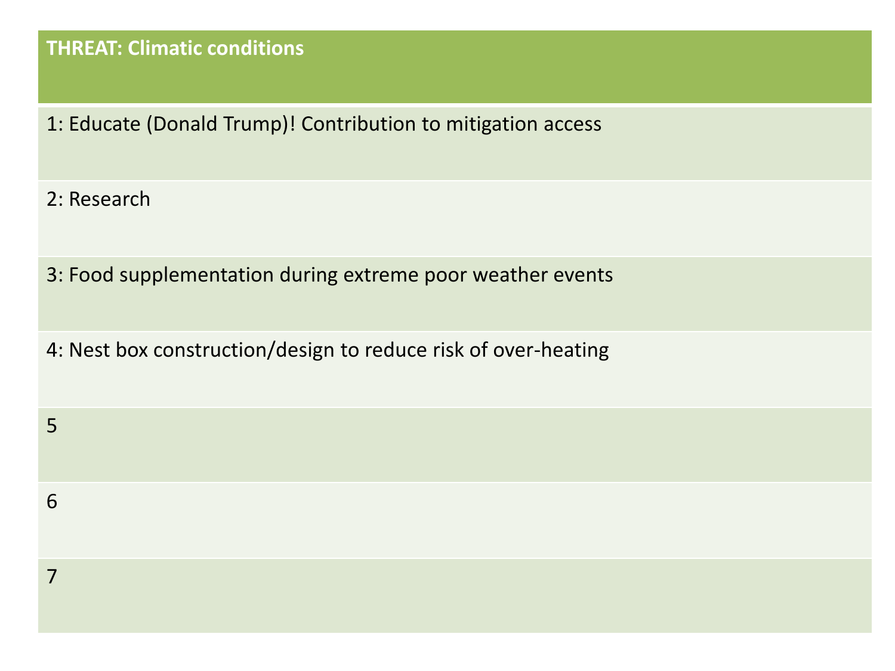| THREAT: Climatic conditions |
|---|
| 1: Educate (Donald Trump)! Contribution to mitigation access |
| 2: Research |
| 3: Food supplementation during extreme poor weather events |
| 4: Nest box construction/design to reduce risk of over-heating |
| 5 |
| 6 |
| 7 |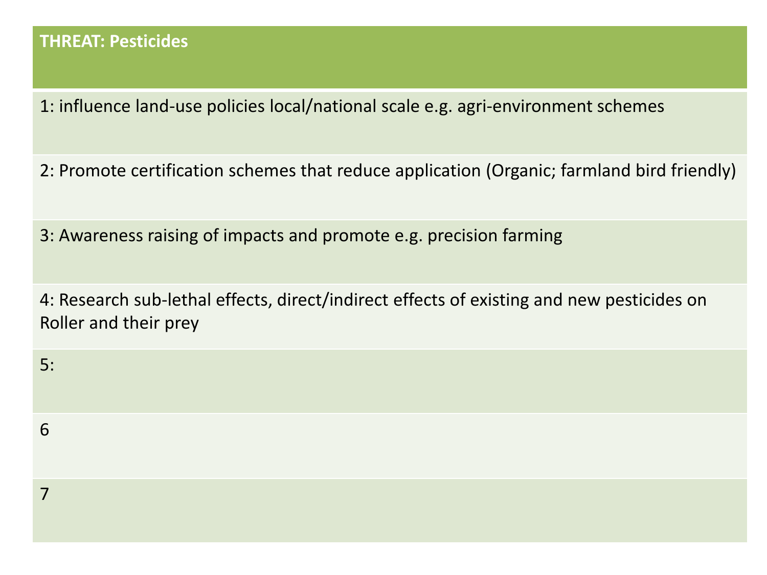| THREAT: Pesticides |
| --- |
| 1: influence land-use policies local/national scale e.g. agri-environment schemes |
| 2: Promote certification schemes that reduce application (Organic; farmland bird friendly) |
| 3: Awareness raising of impacts and promote e.g. precision farming |
| 4: Research sub-lethal effects, direct/indirect effects of existing and new pesticides on Roller and their prey |
| 5: |
| 6 |
| 7 |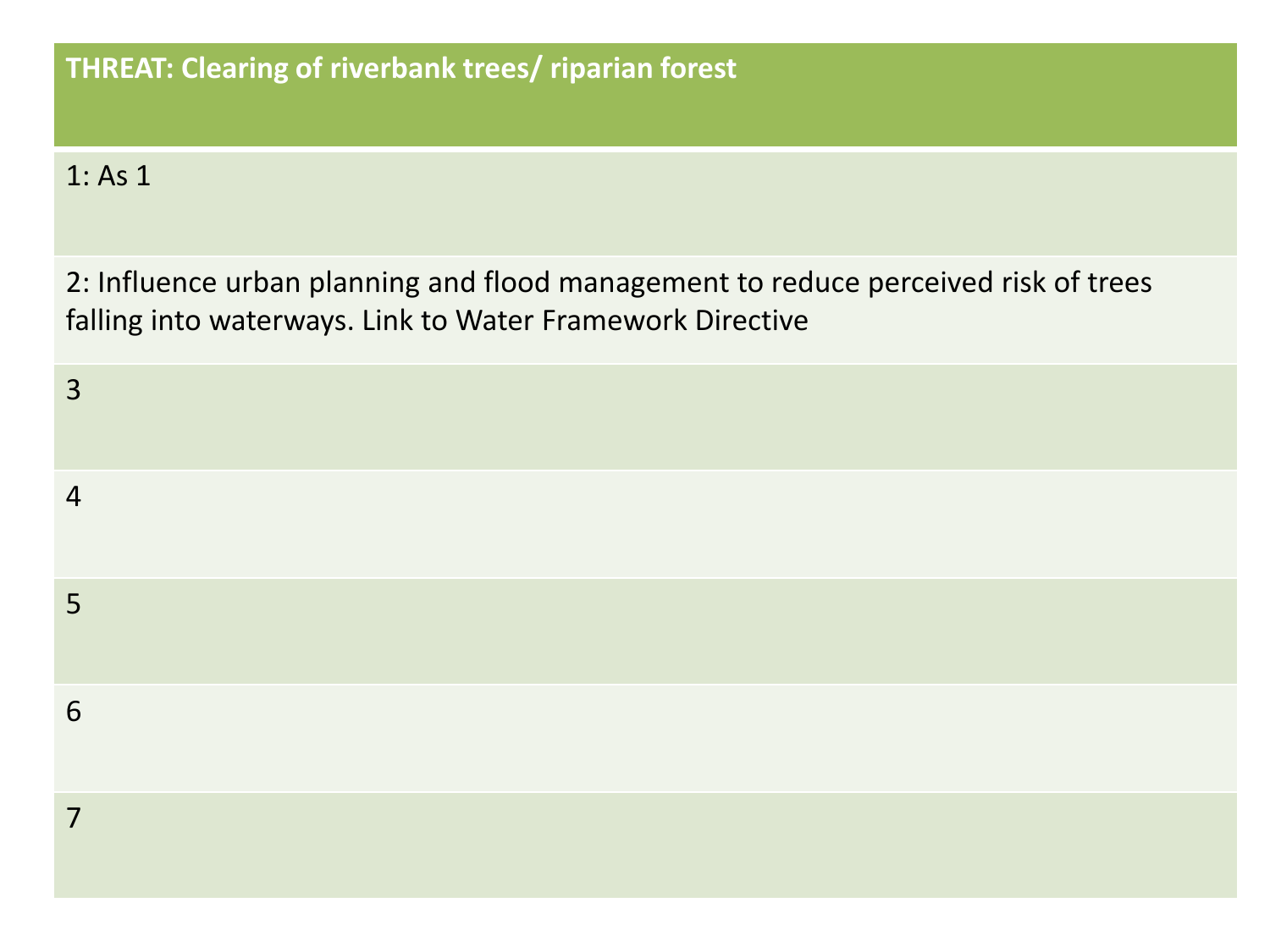| THREAT: Clearing of riverbank trees/ riparian forest |
| --- |
| 1: As 1 |
| 2: Influence urban planning and flood management to reduce perceived risk of trees falling into waterways. Link to Water Framework Directive |
| 3 |
| 4 |
| 5 |
| 6 |
| 7 |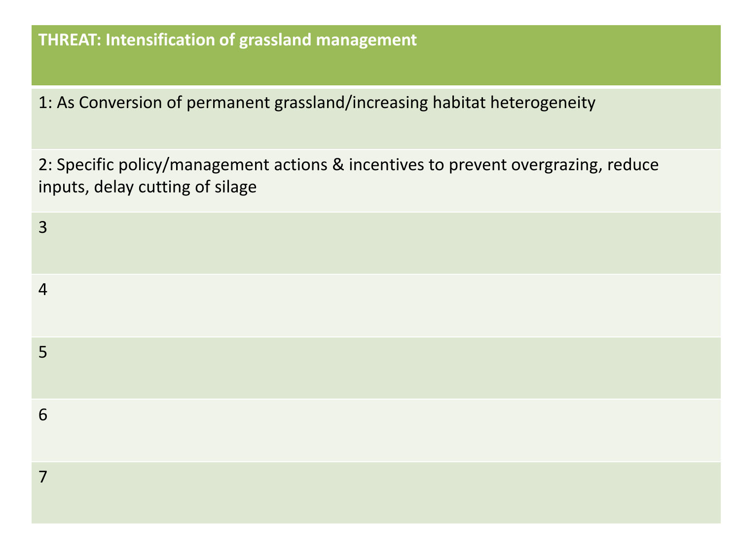| THREAT: Intensification of grassland management |
|---|
| 1: As Conversion of permanent grassland/increasing habitat heterogeneity |
| 2: Specific policy/management actions & incentives to prevent overgrazing, reduce inputs, delay cutting of silage |
| 3 |
| 4 |
| 5 |
| 6 |
| 7 |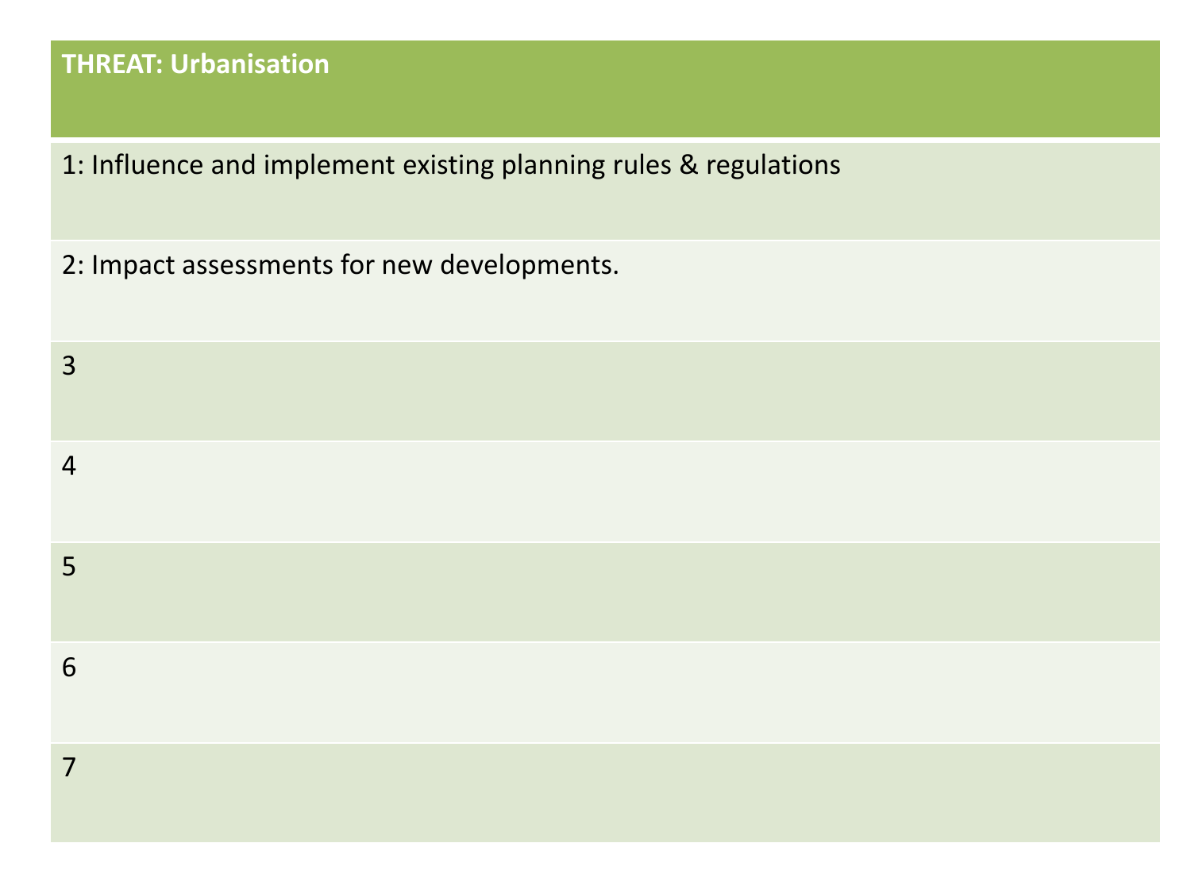| THREAT: Urbanisation |
| --- |
| 1: Influence and implement existing planning rules & regulations |
| 2: Impact assessments for new developments. |
| 3 |
| 4 |
| 5 |
| 6 |
| 7 |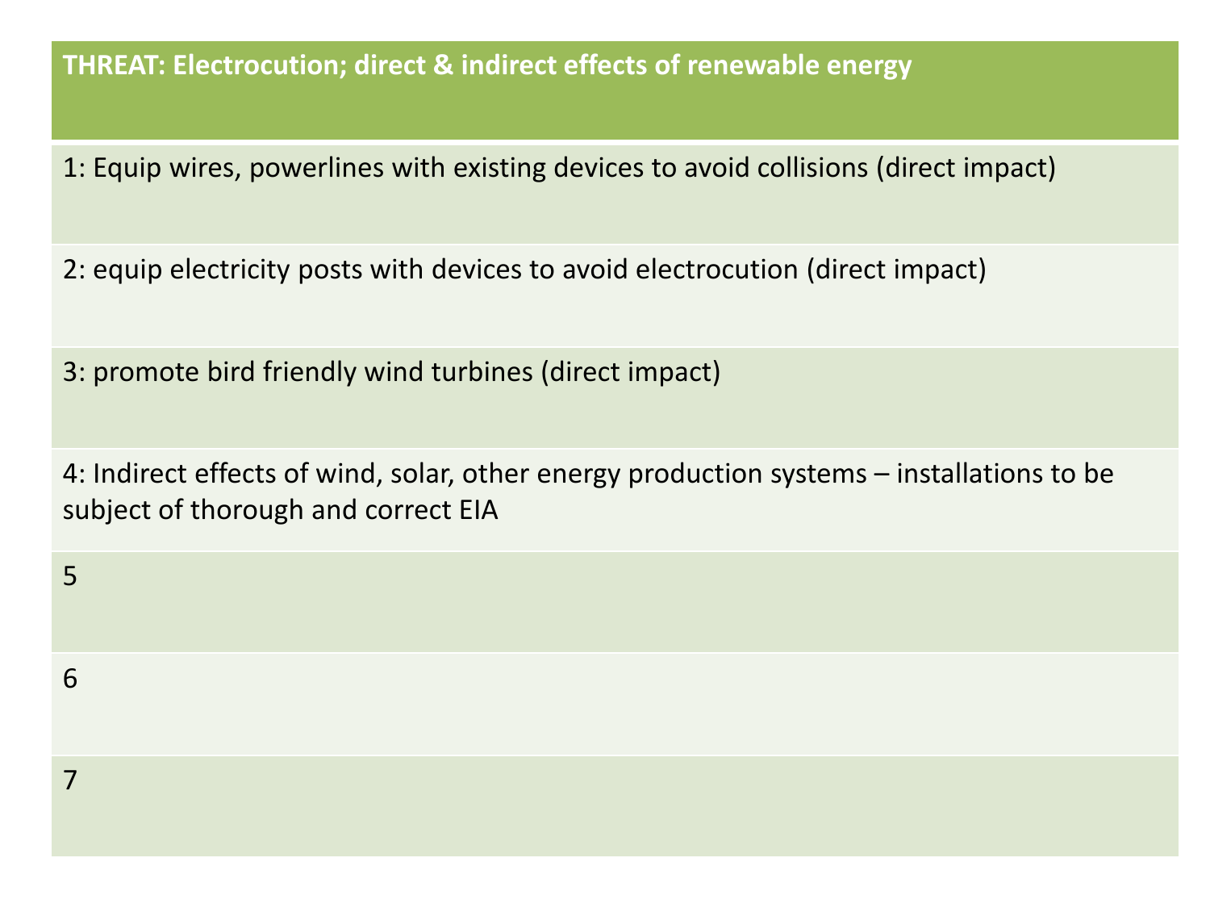| THREAT: Electrocution; direct & indirect effects of renewable energy |
|---|
| 1: Equip wires, powerlines with existing devices to avoid collisions (direct impact) |
| 2: equip electricity posts with devices to avoid electrocution (direct impact) |
| 3: promote bird friendly wind turbines (direct impact) |
| 4: Indirect effects of wind, solar, other energy production systems – installations to be subject of thorough and correct EIA |
| 5 |
| 6 |
| 7 |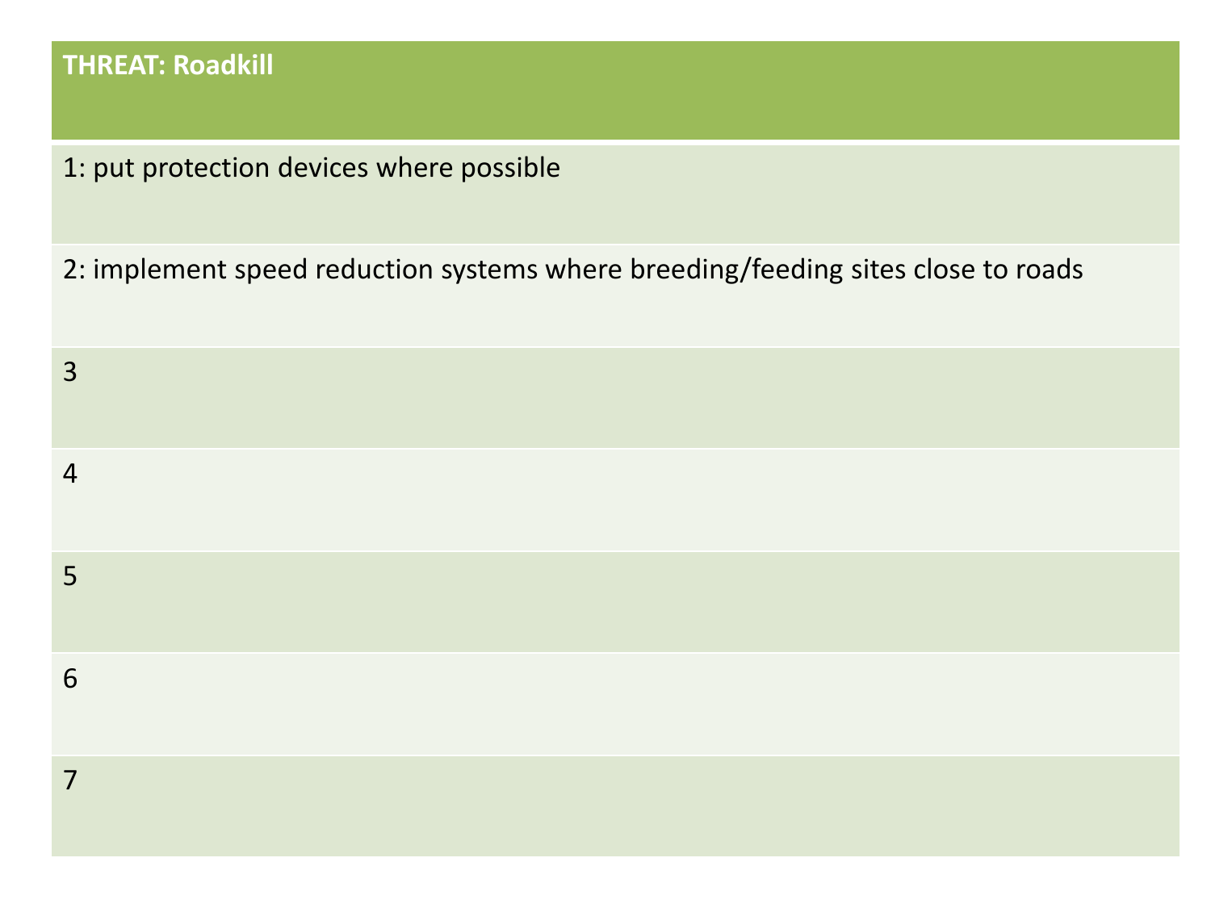| THREAT: Roadkill |
| --- |
| 1: put protection devices where possible |
| 2: implement speed reduction systems where breeding/feeding sites close to roads |
| 3 |
| 4 |
| 5 |
| 6 |
| 7 |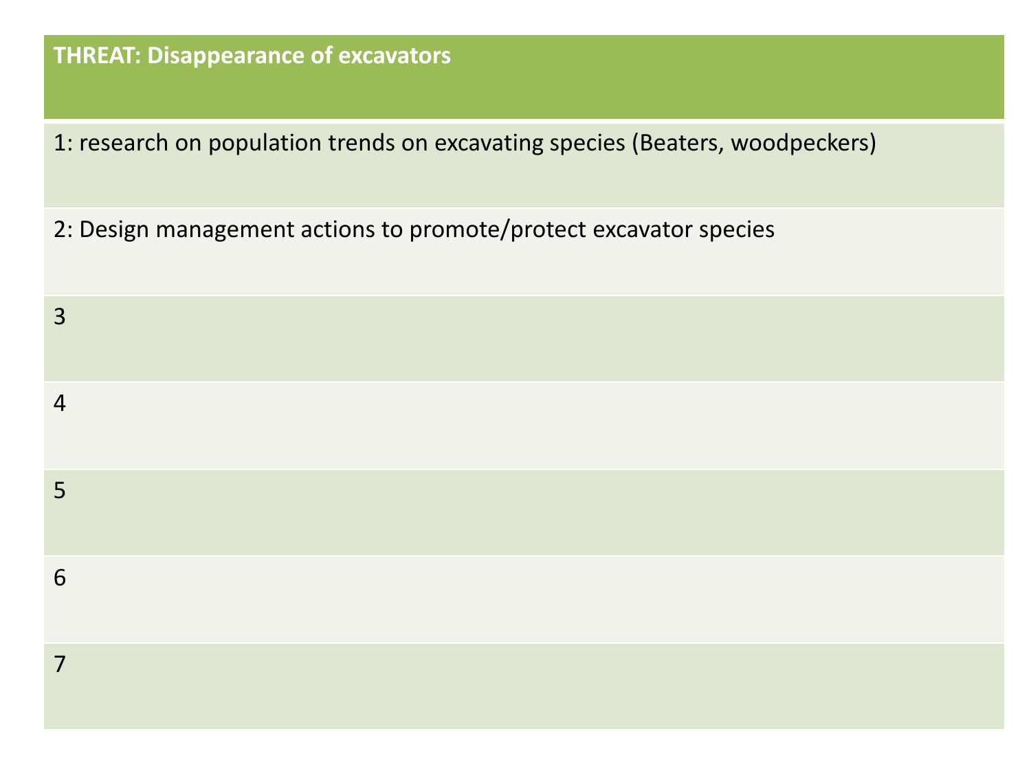| THREAT: Disappearance of excavators |
| --- |
| 1: research on population trends on excavating species (Beaters, woodpeckers) |
| 2: Design management actions to promote/protect excavator species |
| 3 |
| 4 |
| 5 |
| 6 |
| 7 |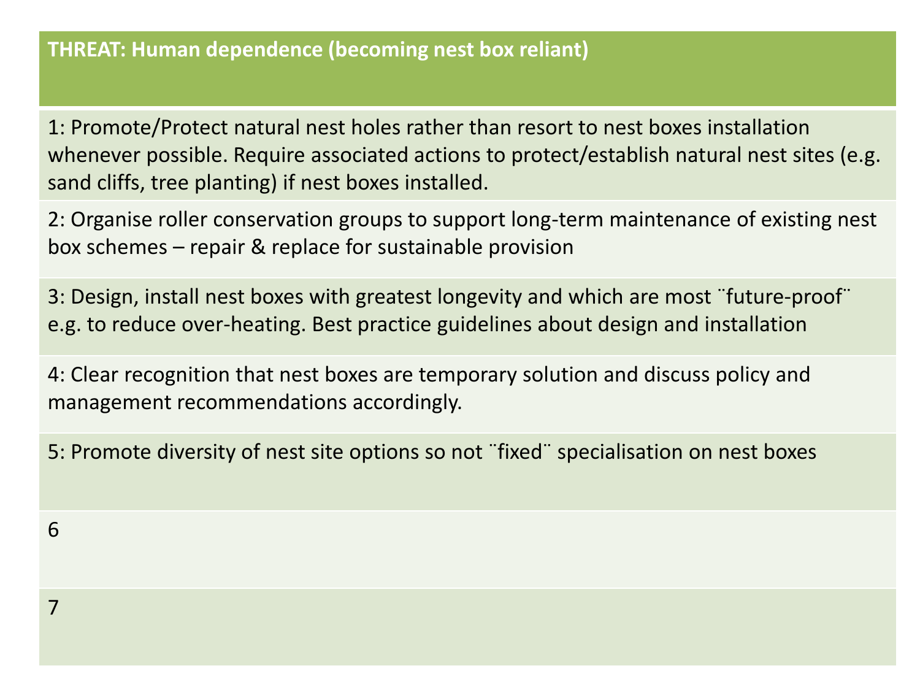| THREAT: Human dependence (becoming nest box reliant) |
|---|
| 1: Promote/Protect natural nest holes rather than resort to nest boxes installation whenever possible. Require associated actions to protect/establish natural nest sites (e.g. sand cliffs, tree planting) if nest boxes installed. |
| 2: Organise roller conservation groups to support long-term maintenance of existing nest box schemes – repair & replace for sustainable provision |
| 3: Design, install nest boxes with greatest longevity and which are most ¨future-proof¨ e.g. to reduce over-heating. Best practice guidelines about design and installation |
| 4: Clear recognition that nest boxes are temporary solution and discuss policy and management recommendations accordingly. |
| 5: Promote diversity of nest site options so not ¨fixed¨ specialisation on nest boxes |
| 6 |
| 7 |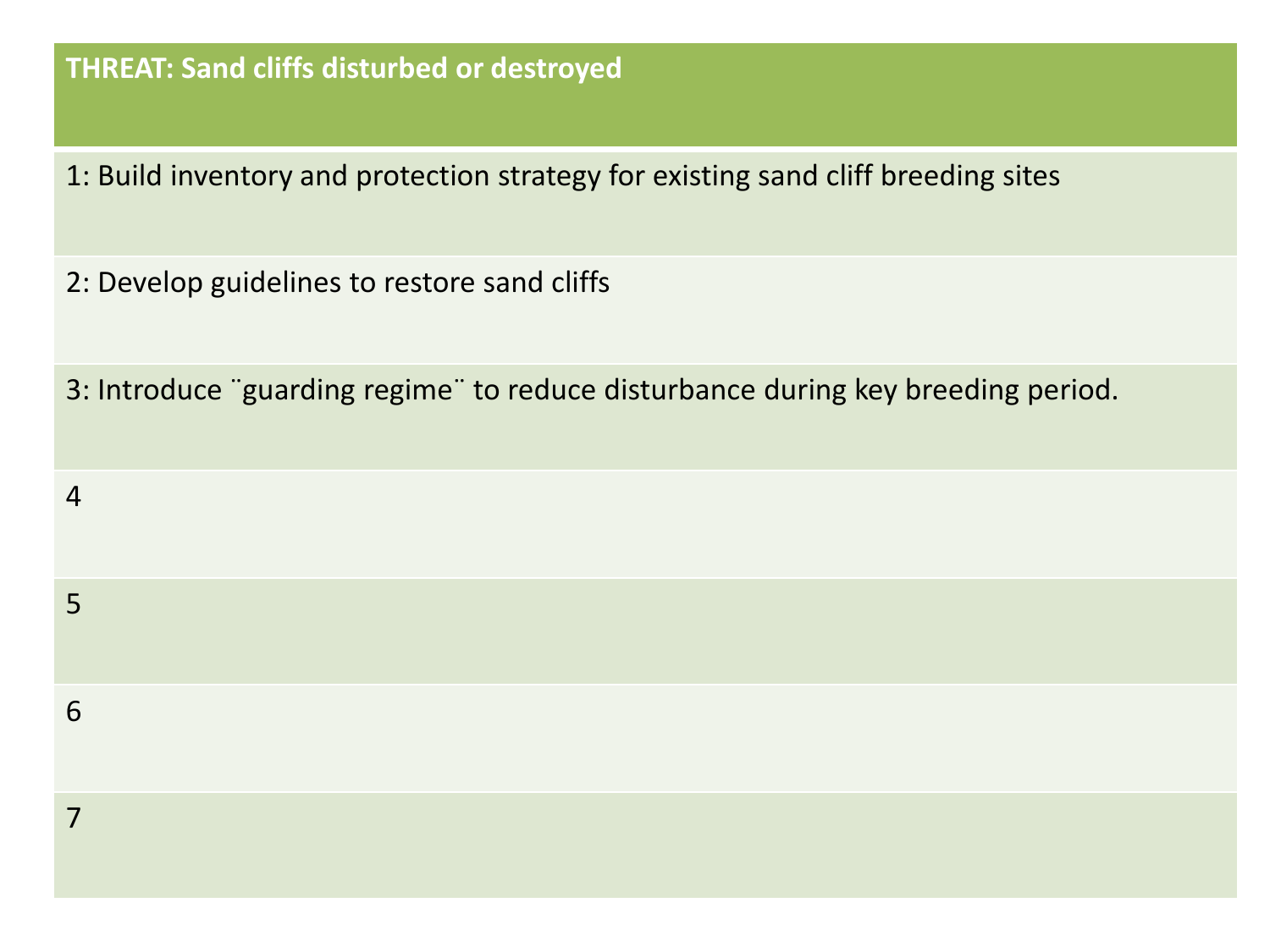| THREAT: Sand cliffs disturbed or destroyed |
| --- |
| 1: Build inventory and protection strategy for existing sand cliff breeding sites |
| 2: Develop guidelines to restore sand cliffs |
| 3: Introduce ¨guarding regime¨ to reduce disturbance during key breeding period. |
| 4 |
| 5 |
| 6 |
| 7 |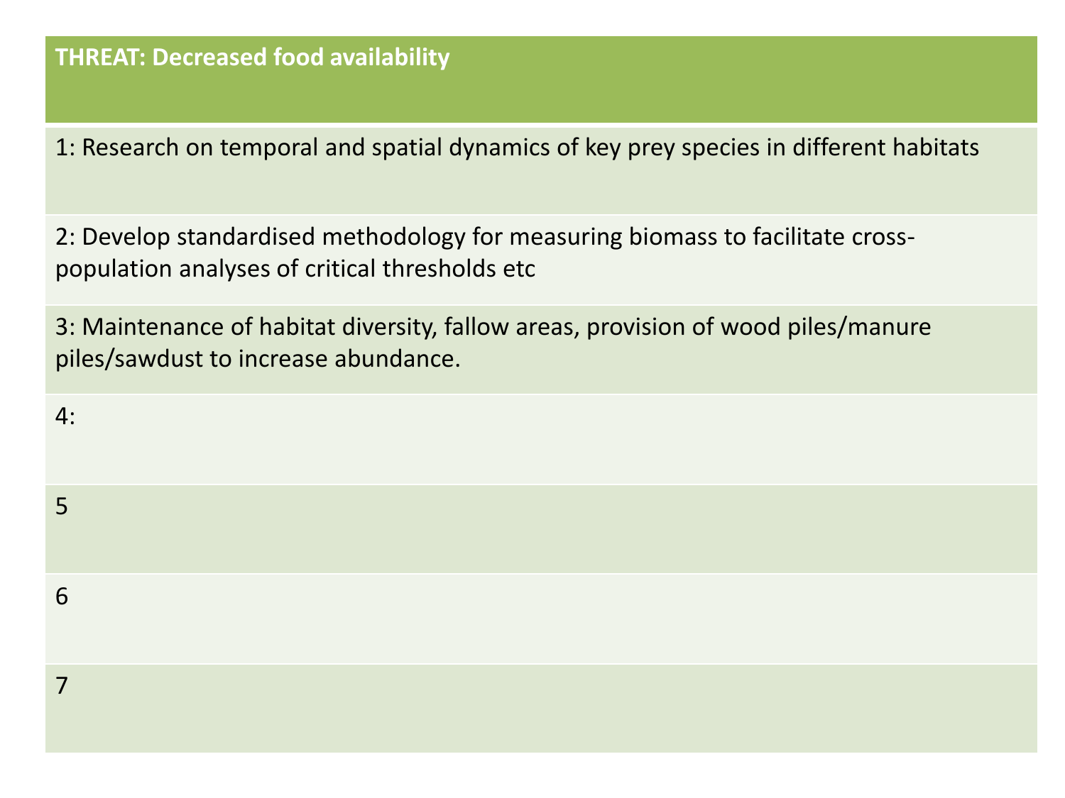| THREAT: Decreased food availability |
| --- |
| 1: Research on temporal and spatial dynamics of key prey species in different habitats |
| 2: Develop standardised methodology for measuring biomass to facilitate cross-population analyses of critical thresholds etc |
| 3: Maintenance of habitat diversity, fallow areas, provision of wood piles/manure piles/sawdust to increase abundance. |
| 4: |
| 5 |
| 6 |
| 7 |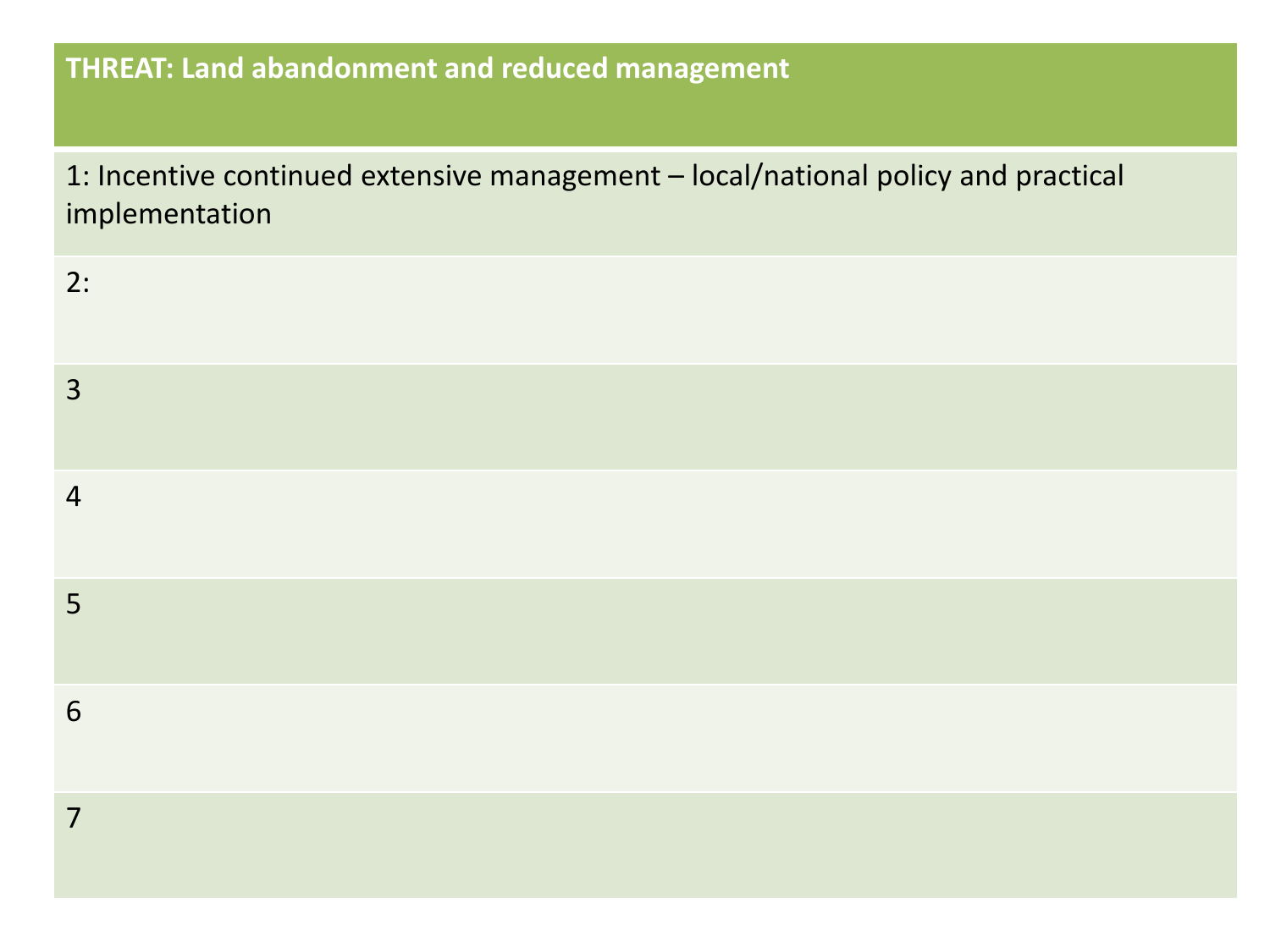| THREAT: Land abandonment and reduced management |
| --- |
| 1: Incentive continued extensive management – local/national policy and practical implementation |
| 2: |
| 3 |
| 4 |
| 5 |
| 6 |
| 7 |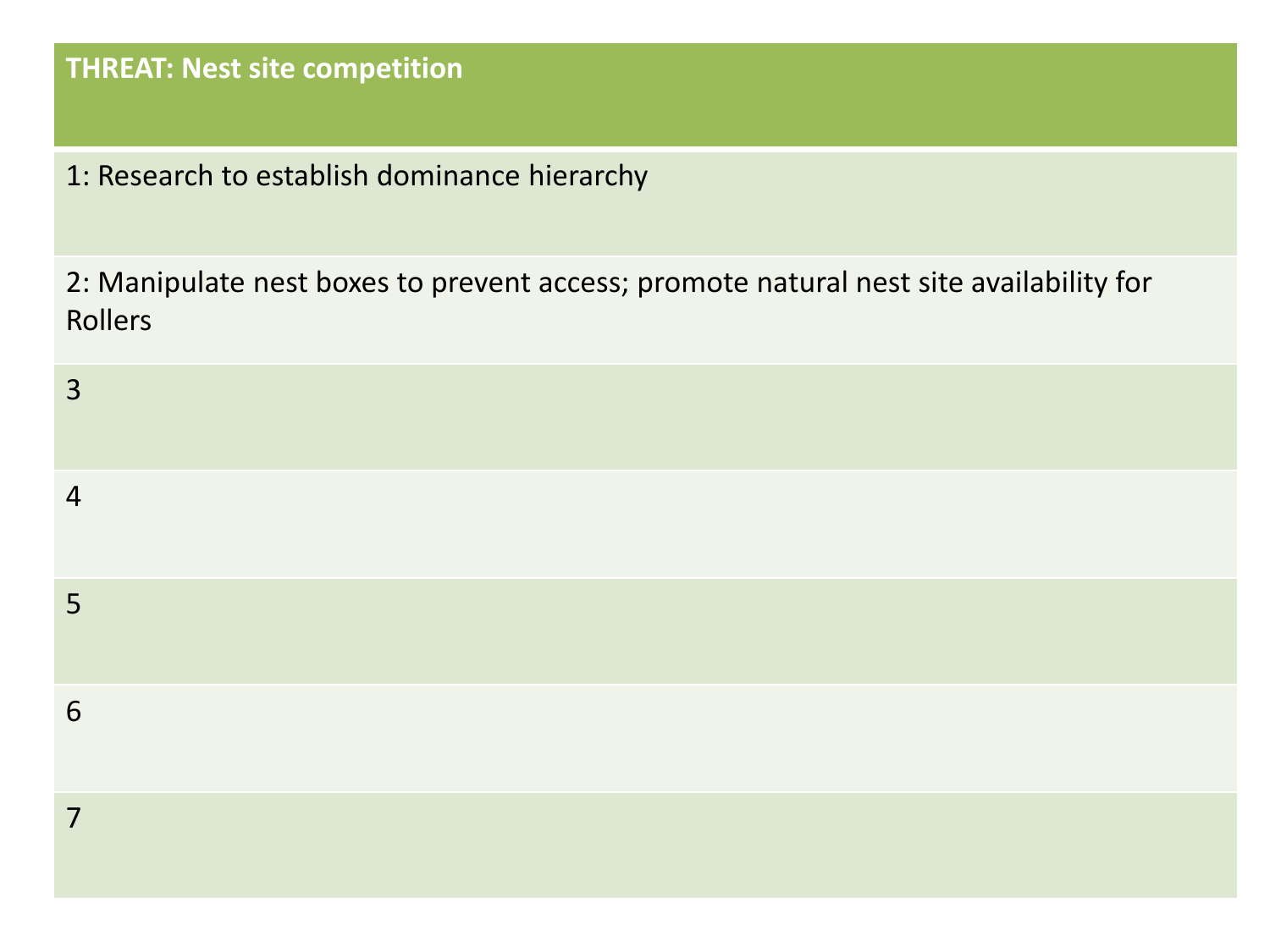| THREAT: Nest site competition |
| --- |
| 1: Research to establish dominance hierarchy |
| 2: Manipulate nest boxes to prevent access; promote natural nest site availability for Rollers |
| 3 |
| 4 |
| 5 |
| 6 |
| 7 |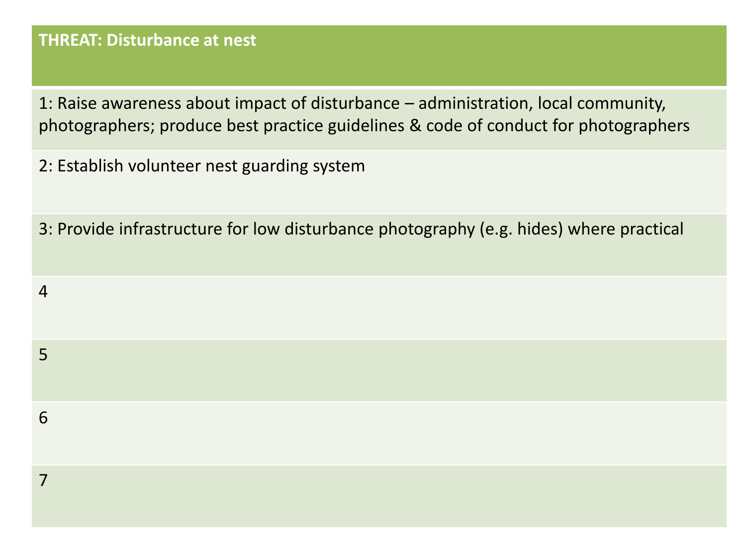| THREAT: Disturbance at nest |
|---|
| 1: Raise awareness about impact of disturbance – administration, local community, photographers; produce best practice guidelines & code of conduct for photographers |
| 2: Establish volunteer nest guarding system |
| 3: Provide infrastructure for low disturbance photography (e.g. hides) where practical |
| 4 |
| 5 |
| 6 |
| 7 |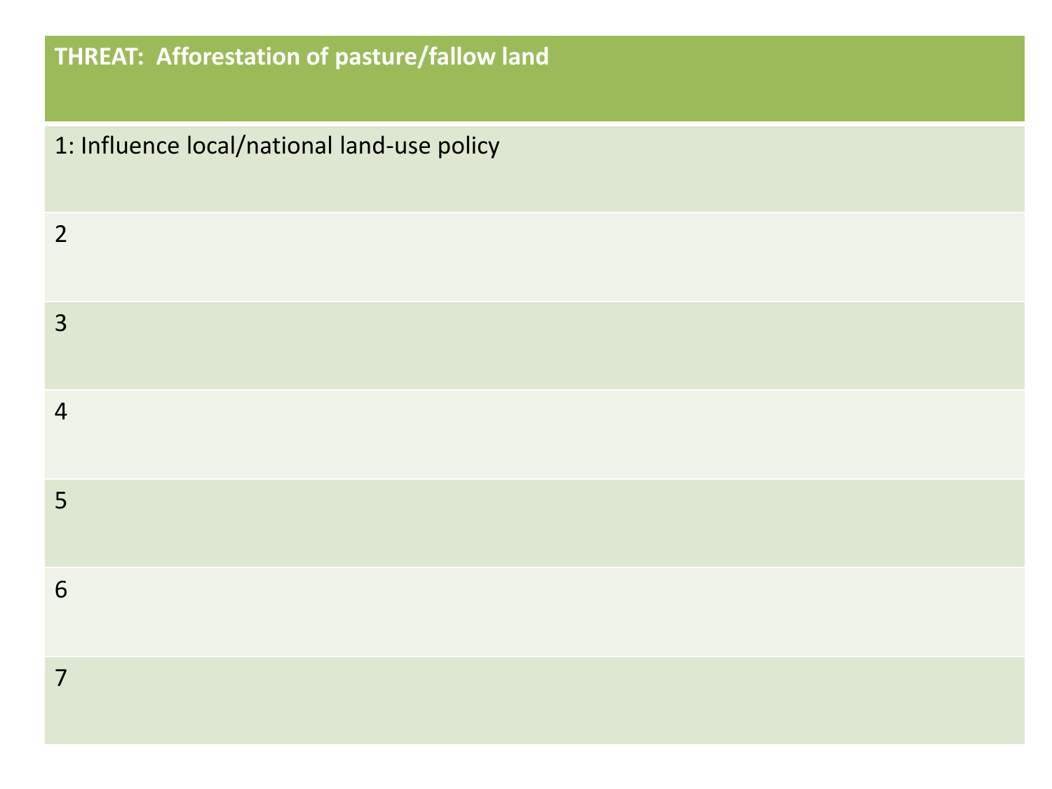| THREAT: Afforestation of pasture/fallow land |
| --- |
| 1: Influence local/national land-use policy |
| 2 |
| 3 |
| 4 |
| 5 |
| 6 |
| 7 |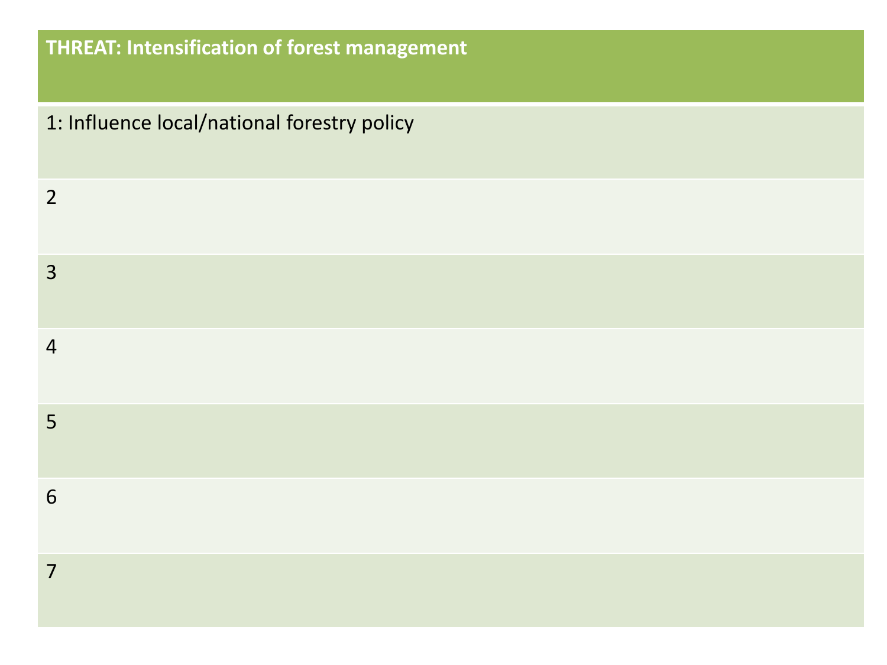| THREAT: Intensification of forest management |
| --- |
| 1: Influence local/national forestry policy |
| 2 |
| 3 |
| 4 |
| 5 |
| 6 |
| 7 |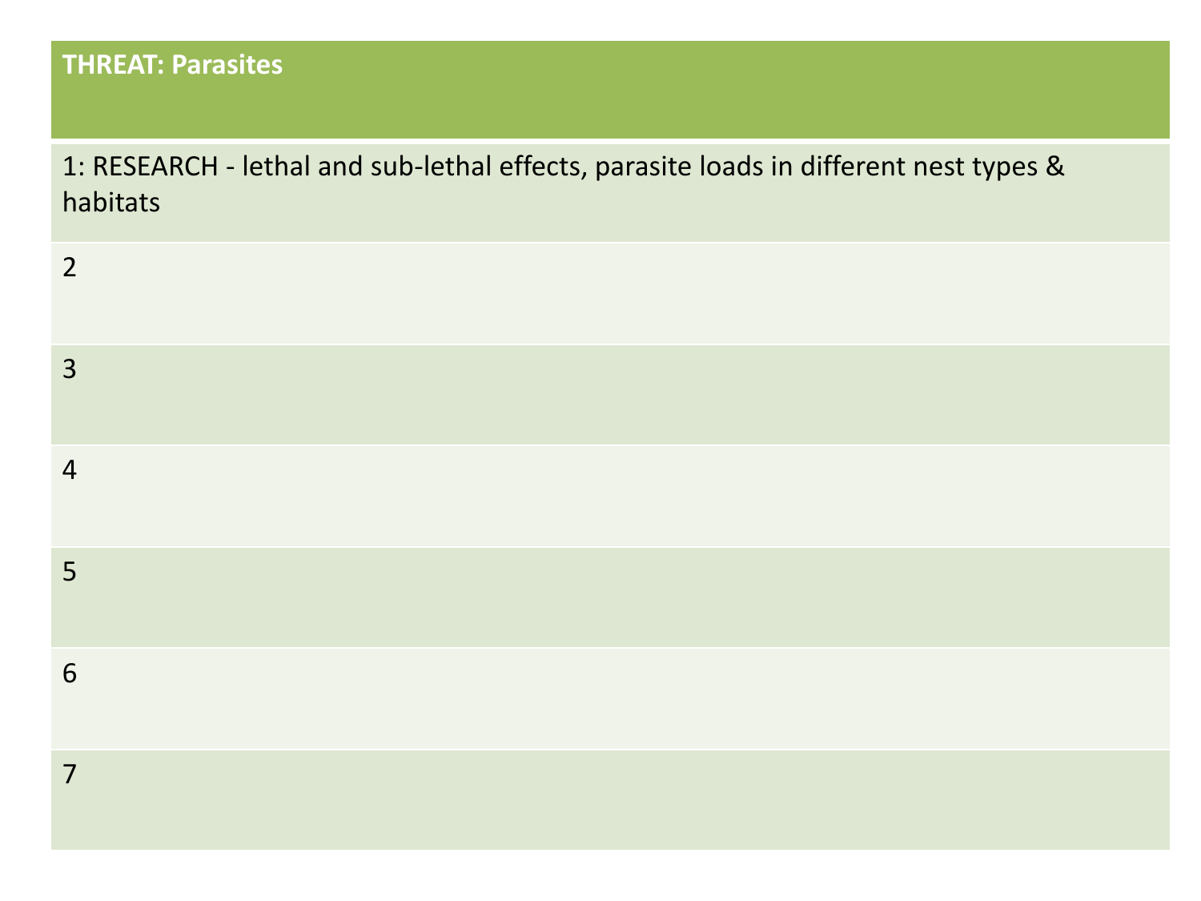| THREAT: Parasites |
| --- |
| 1: RESEARCH - lethal and sub-lethal effects, parasite loads in different nest types & habitats |
| 2 |
| 3 |
| 4 |
| 5 |
| 6 |
| 7 |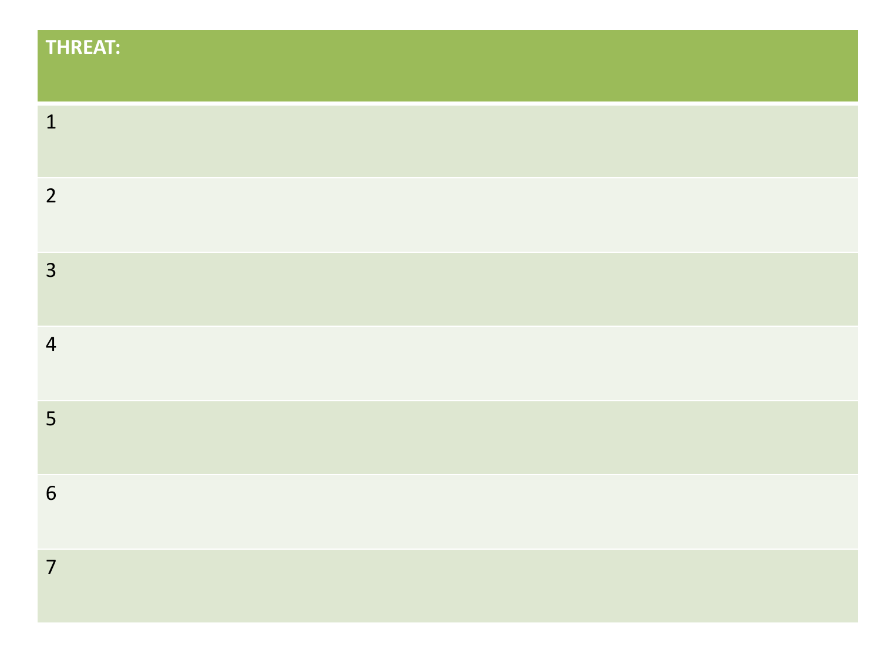| THREAT: |
| --- |
| 1 |
| 2 |
| 3 |
| 4 |
| 5 |
| 6 |
| 7 |